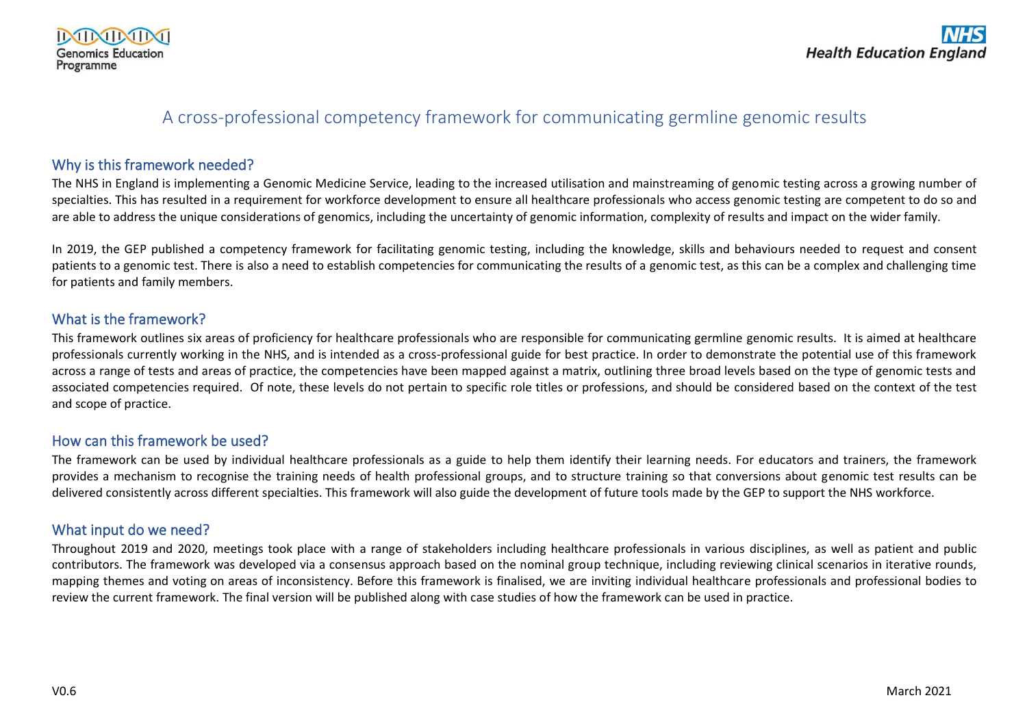Genomics Education Programme

NHS Health Education England

# A cross-professional competency framework for communicating germline genomic results

## Why is this framework needed?

The NHS in England is implementing a Genomic Medicine Service, leading to the increased utilisation and mainstreaming of genomic testing across a growing number of specialties. This has resulted in a requirement for workforce development to ensure all healthcare professionals who access genomic testing are competent to do so and are able to address the unique considerations of genomics, including the uncertainty of genomic information, complexity of results and impact on the wider family.

In 2019, the GEP published a competency framework for facilitating genomic testing, including the knowledge, skills and behaviours needed to request and consent patients to a genomic test. There is also a need to establish competencies for communicating the results of a genomic test, as this can be a complex and challenging time for patients and family members.

## What is the framework?

This framework outlines six areas of proficiency for healthcare professionals who are responsible for communicating germline genomic results. It is aimed at healthcare professionals currently working in the NHS, and is intended as a cross-professional guide for best practice. In order to demonstrate the potential use of this framework across a range of tests and areas of practice, the competencies have been mapped against a matrix, outlining three broad levels based on the type of genomic tests and associated competencies required. Of note, these levels do not pertain to specific role titles or professions, and should be considered based on the context of the test and scope of practice.

## How can this framework be used?

The framework can be used by individual healthcare professionals as a guide to help them identify their learning needs. For educators and trainers, the framework provides a mechanism to recognise the training needs of health professional groups, and to structure training so that conversions about genomic test results can be delivered consistently across different specialties. This framework will also guide the development of future tools made by the GEP to support the NHS workforce.

## What input do we need?

Throughout 2019 and 2020, meetings took place with a range of stakeholders including healthcare professionals in various disciplines, as well as patient and public contributors. The framework was developed via a consensus approach based on the nominal group technique, including reviewing clinical scenarios in iterative rounds, mapping themes and voting on areas of inconsistency. Before this framework is finalised, we are inviting individual healthcare professionals and professional bodies to review the current framework. The final version will be published along with case studies of how the framework can be used in practice.

V0.6 March 2021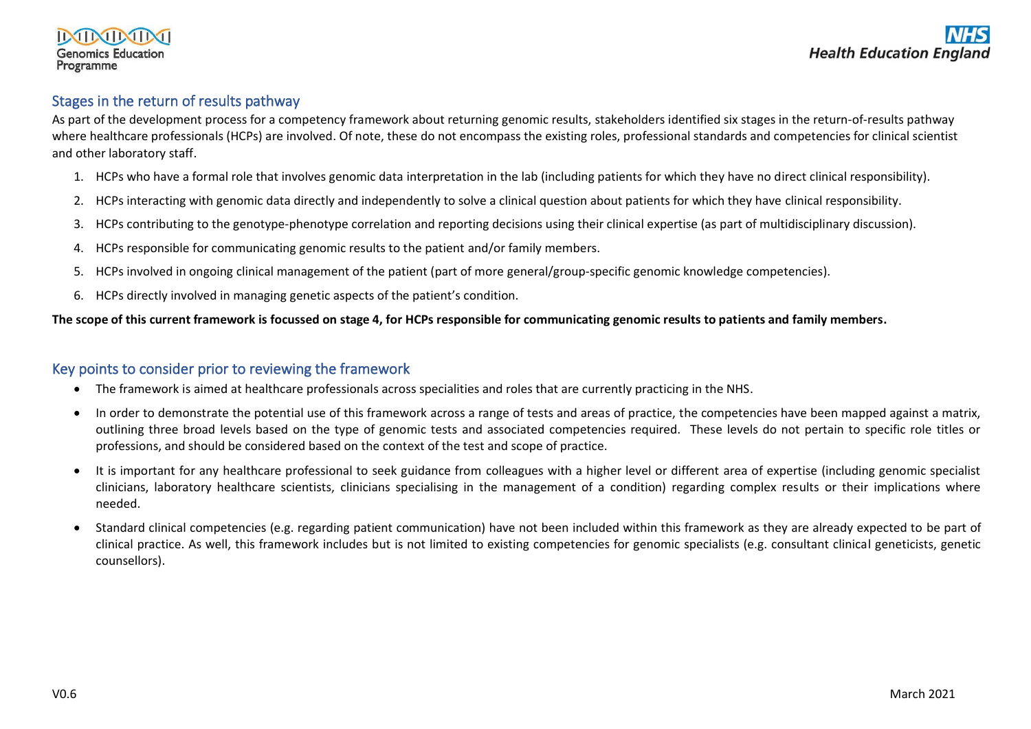## Stages in the return of results pathway

As part of the development process for a competency framework about returning genomic results, stakeholders identified six stages in the return-of-results pathway where healthcare professionals (HCPs) are involved. Of note, these do not encompass the existing roles, professional standards and competencies for clinical scientist and other laboratory staff.

1. HCPs who have a formal role that involves genomic data interpretation in the lab (including patients for which they have no direct clinical responsibility).
2. HCPs interacting with genomic data directly and independently to solve a clinical question about patients for which they have clinical responsibility.
3. HCPs contributing to the genotype-phenotype correlation and reporting decisions using their clinical expertise (as part of multidisciplinary discussion).
4. HCPs responsible for communicating genomic results to the patient and/or family members.
5. HCPs involved in ongoing clinical management of the patient (part of more general/group-specific genomic knowledge competencies).
6. HCPs directly involved in managing genetic aspects of the patient's condition.

**The scope of this current framework is focussed on stage 4, for HCPs responsible for communicating genomic results to patients and family members.**

## Key points to consider prior to reviewing the framework

- The framework is aimed at healthcare professionals across specialities and roles that are currently practicing in the NHS.
- In order to demonstrate the potential use of this framework across a range of tests and areas of practice, the competencies have been mapped against a matrix, outlining three broad levels based on the type of genomic tests and associated competencies required. These levels do not pertain to specific role titles or professions, and should be considered based on the context of the test and scope of practice.
- It is important for any healthcare professional to seek guidance from colleagues with a higher level or different area of expertise (including genomic specialist clinicians, laboratory healthcare scientists, clinicians specialising in the management of a condition) regarding complex results or their implications where needed.
- Standard clinical competencies (e.g. regarding patient communication) have not been included within this framework as they are already expected to be part of clinical practice. As well, this framework includes but is not limited to existing competencies for genomic specialists (e.g. consultant clinical geneticists, genetic counsellors).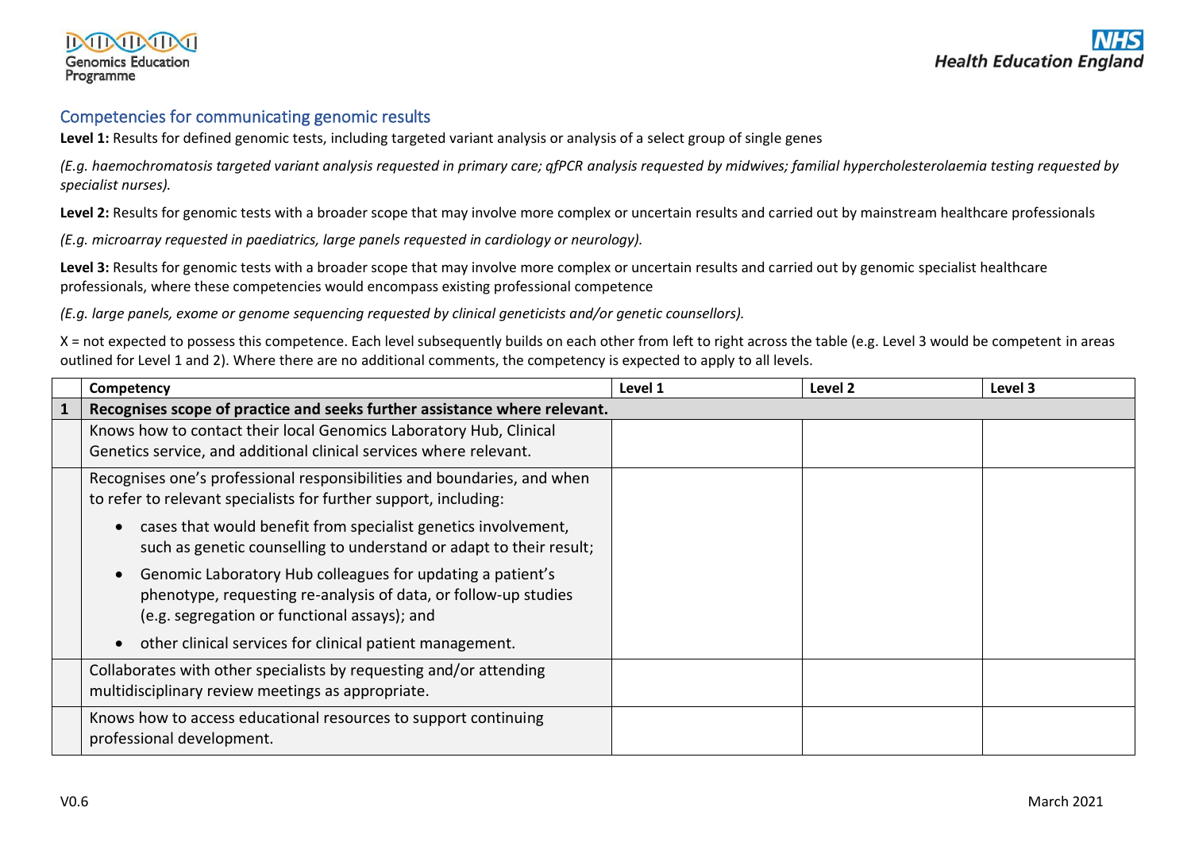## Competencies for communicating genomic results

**Level 1:** Results for defined genomic tests, including targeted variant analysis or analysis of a select group of single genes

*(E.g. haemochromatosis targeted variant analysis requested in primary care; qfPCR analysis requested by midwives; familial hypercholesterolaemia testing requested by specialist nurses).*

**Level 2:** Results for genomic tests with a broader scope that may involve more complex or uncertain results and carried out by mainstream healthcare professionals

*(E.g. microarray requested in paediatrics, large panels requested in cardiology or neurology).*

**Level 3:** Results for genomic tests with a broader scope that may involve more complex or uncertain results and carried out by genomic specialist healthcare professionals, where these competencies would encompass existing professional competence

*(E.g. large panels, exome or genome sequencing requested by clinical geneticists and/or genetic counsellors).*

X = not expected to possess this competence. Each level subsequently builds on each other from left to right across the table (e.g. Level 3 would be competent in areas outlined for Level 1 and 2). Where there are no additional comments, the competency is expected to apply to all levels.

| | Competency | Level 1 | Level 2 | Level 3 |
|---|---|---|---|---|
| **1** | **Recognises scope of practice and seeks further assistance where relevant.** | | | |
| | Knows how to contact their local Genomics Laboratory Hub, Clinical Genetics service, and additional clinical services where relevant. | | | |
| | Recognises one's professional responsibilities and boundaries, and when to refer to relevant specialists for further support, including:<br>• cases that would benefit from specialist genetics involvement, such as genetic counselling to understand or adapt to their result;<br>• Genomic Laboratory Hub colleagues for updating a patient's phenotype, requesting re-analysis of data, or follow-up studies (e.g. segregation or functional assays); and<br>• other clinical services for clinical patient management. | | | |
| | Collaborates with other specialists by requesting and/or attending multidisciplinary review meetings as appropriate. | | | |
| | Knows how to access educational resources to support continuing professional development. | | | |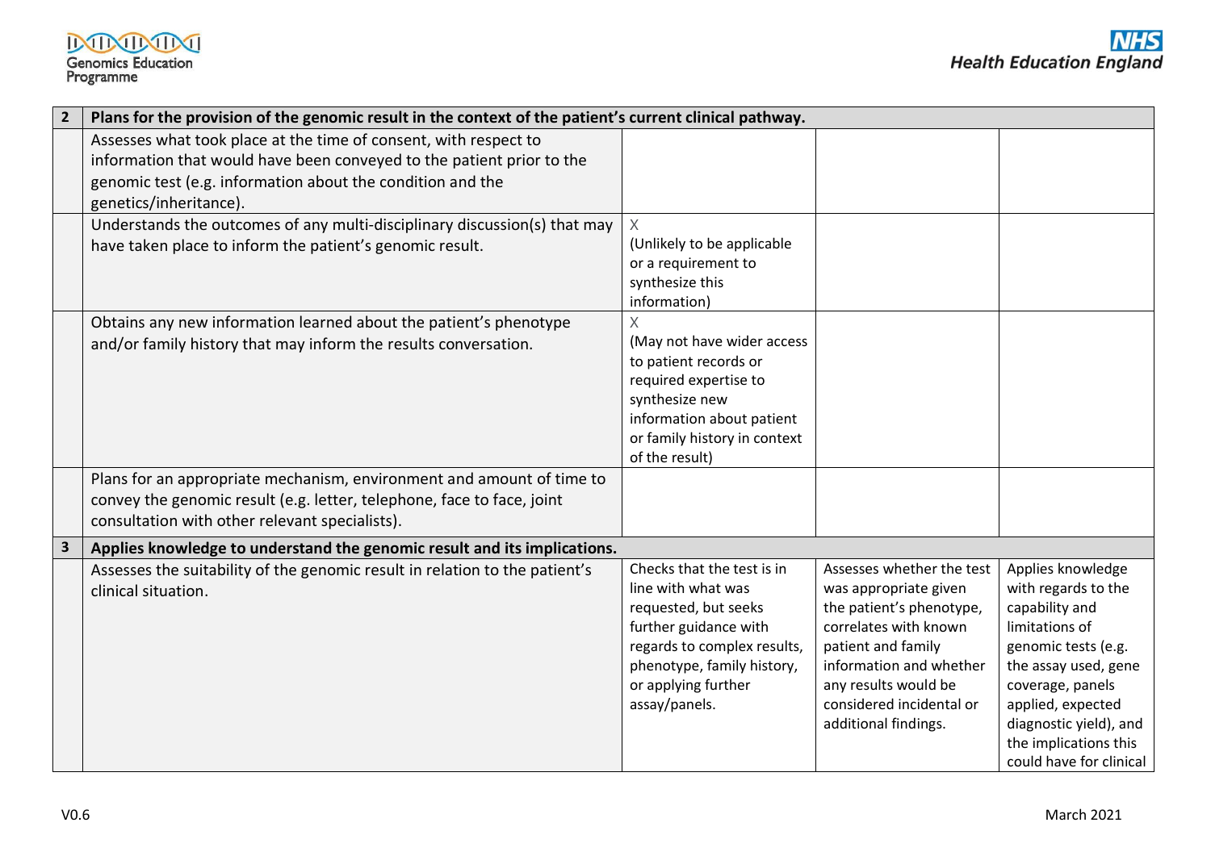| | | | | |
|---|---|---|---|---|
| **2** | **Plans for the provision of the genomic result in the context of the patient's current clinical pathway.** | | | |
| | Assesses what took place at the time of consent, with respect to information that would have been conveyed to the patient prior to the genomic test (e.g. information about the condition and the genetics/inheritance). | | | |
| | Understands the outcomes of any multi-disciplinary discussion(s) that may have taken place to inform the patient's genomic result. | X (Unlikely to be applicable or a requirement to synthesize this information) | | |
| | Obtains any new information learned about the patient's phenotype and/or family history that may inform the results conversation. | X (May not have wider access to patient records or required expertise to synthesize new information about patient or family history in context of the result) | | |
| | Plans for an appropriate mechanism, environment and amount of time to convey the genomic result (e.g. letter, telephone, face to face, joint consultation with other relevant specialists). | | | |
| **3** | **Applies knowledge to understand the genomic result and its implications.** | | | |
| | Assesses the suitability of the genomic result in relation to the patient's clinical situation. | Checks that the test is in line with what was requested, but seeks further guidance with regards to complex results, phenotype, family history, or applying further assay/panels. | Assesses whether the test was appropriate given the patient's phenotype, correlates with known patient and family information and whether any results would be considered incidental or additional findings. | Applies knowledge with regards to the capability and limitations of genomic tests (e.g. the assay used, gene coverage, panels applied, expected diagnostic yield), and the implications this could have for clinical |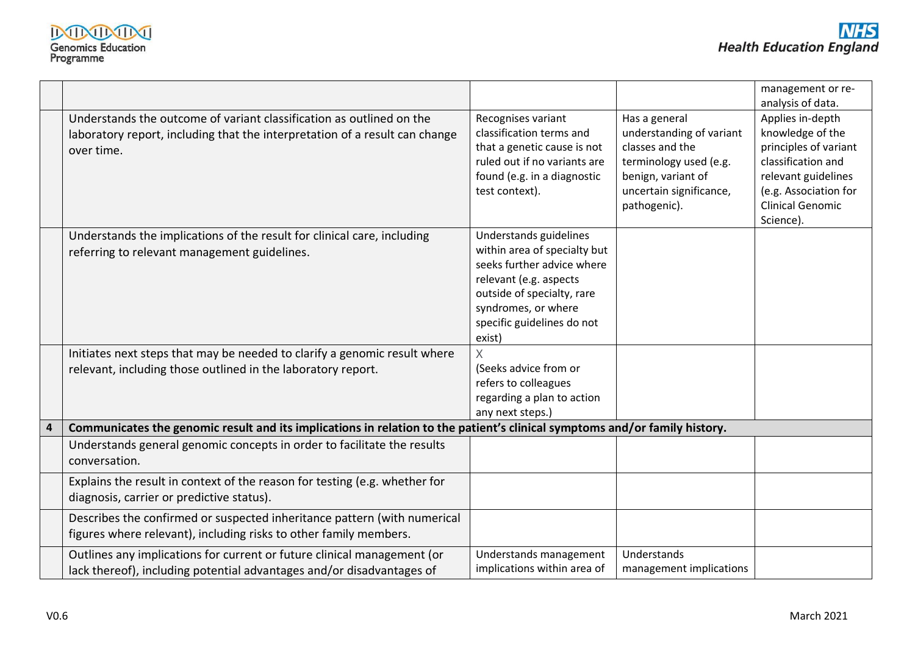| | | | | |
|---|---|---|---|---|
| | | | | management or re-analysis of data. |
| | Understands the outcome of variant classification as outlined on the laboratory report, including that the interpretation of a result can change over time. | Recognises variant classification terms and that a genetic cause is not ruled out if no variants are found (e.g. in a diagnostic test context). | Has a general understanding of variant classes and the terminology used (e.g. benign, variant of uncertain significance, pathogenic). | Applies in-depth knowledge of the principles of variant classification and relevant guidelines (e.g. Association for Clinical Genomic Science). |
| | Understands the implications of the result for clinical care, including referring to relevant management guidelines. | Understands guidelines within area of specialty but seeks further advice where relevant (e.g. aspects outside of specialty, rare syndromes, or where specific guidelines do not exist) | | |
| | Initiates next steps that may be needed to clarify a genomic result where relevant, including those outlined in the laboratory report. | X (Seeks advice from or refers to colleagues regarding a plan to action any next steps.) | | |
| **4** | **Communicates the genomic result and its implications in relation to the patient's clinical symptoms and/or family history.** | | | |
| | Understands general genomic concepts in order to facilitate the results conversation. | | | |
| | Explains the result in context of the reason for testing (e.g. whether for diagnosis, carrier or predictive status). | | | |
| | Describes the confirmed or suspected inheritance pattern (with numerical figures where relevant), including risks to other family members. | | | |
| | Outlines any implications for current or future clinical management (or lack thereof), including potential advantages and/or disadvantages of | Understands management implications within area of | Understands management implications | |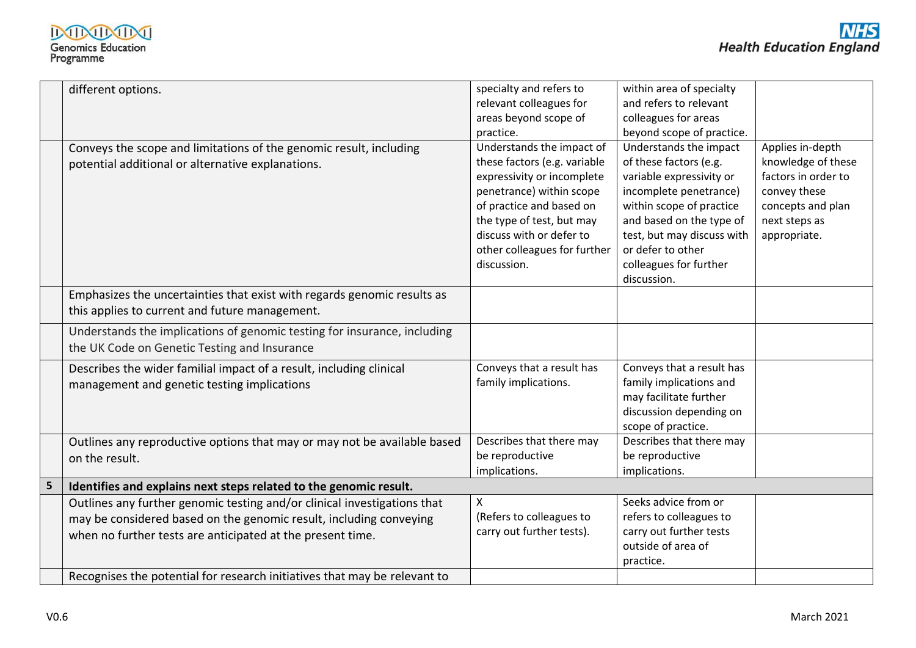| | | | | |
|---|---|---|---|---|
| | different options. | specialty and refers to relevant colleagues for areas beyond scope of practice. | within area of specialty and refers to relevant colleagues for areas beyond scope of practice. | |
| | Conveys the scope and limitations of the genomic result, including potential additional or alternative explanations. | Understands the impact of these factors (e.g. variable expressivity or incomplete penetrance) within scope of practice and based on the type of test, but may discuss with or defer to other colleagues for further discussion. | Understands the impact of these factors (e.g. variable expressivity or incomplete penetrance) within scope of practice and based on the type of test, but may discuss with or defer to other colleagues for further discussion. | Applies in-depth knowledge of these factors in order to convey these concepts and plan next steps as appropriate. |
| | Emphasizes the uncertainties that exist with regards genomic results as this applies to current and future management. | | | |
| | Understands the implications of genomic testing for insurance, including the UK Code on Genetic Testing and Insurance | | | |
| | Describes the wider familial impact of a result, including clinical management and genetic testing implications | Conveys that a result has family implications. | Conveys that a result has family implications and may facilitate further discussion depending on scope of practice. | |
| | Outlines any reproductive options that may or may not be available based on the result. | Describes that there may be reproductive implications. | Describes that there may be reproductive implications. | |
| **5** | **Identifies and explains next steps related to the genomic result.** | | | |
| | Outlines any further genomic testing and/or clinical investigations that may be considered based on the genomic result, including conveying when no further tests are anticipated at the present time. | X (Refers to colleagues to carry out further tests). | Seeks advice from or refers to colleagues to carry out further tests outside of area of practice. | |
| | Recognises the potential for research initiatives that may be relevant to | | | |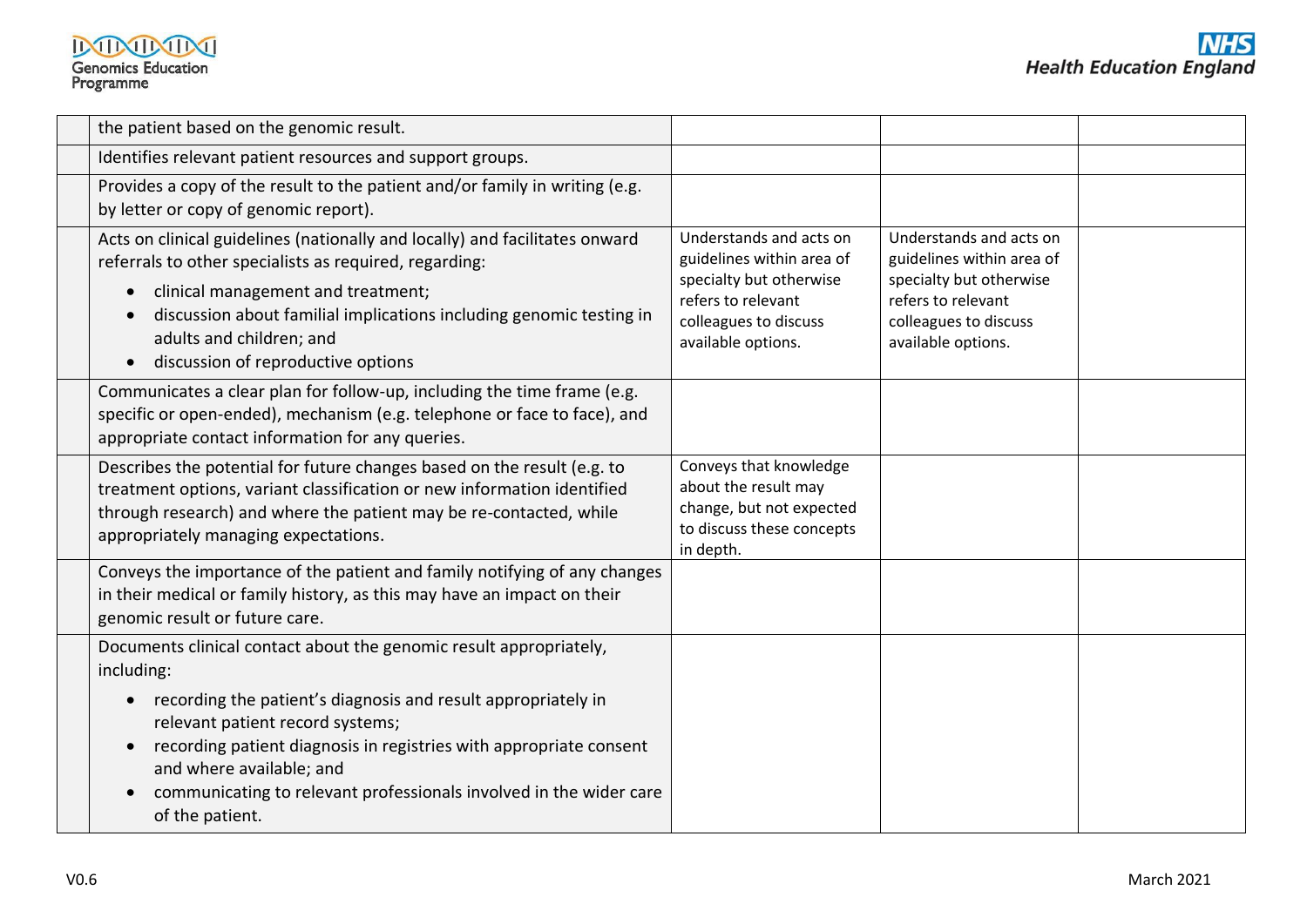| | | | | |
|---|---|---|---|---|
| | the patient based on the genomic result. | | | |
| | Identifies relevant patient resources and support groups. | | | |
| | Provides a copy of the result to the patient and/or family in writing (e.g. by letter or copy of genomic report). | | | |
| | Acts on clinical guidelines (nationally and locally) and facilitates onward referrals to other specialists as required, regarding:<br>• clinical management and treatment;<br>• discussion about familial implications including genomic testing in adults and children; and<br>• discussion of reproductive options | Understands and acts on guidelines within area of specialty but otherwise refers to relevant colleagues to discuss available options. | Understands and acts on guidelines within area of specialty but otherwise refers to relevant colleagues to discuss available options. | |
| | Communicates a clear plan for follow-up, including the time frame (e.g. specific or open-ended), mechanism (e.g. telephone or face to face), and appropriate contact information for any queries. | | | |
| | Describes the potential for future changes based on the result (e.g. to treatment options, variant classification or new information identified through research) and where the patient may be re-contacted, while appropriately managing expectations. | Conveys that knowledge about the result may change, but not expected to discuss these concepts in depth. | | |
| | Conveys the importance of the patient and family notifying of any changes in their medical or family history, as this may have an impact on their genomic result or future care. | | | |
| | Documents clinical contact about the genomic result appropriately, including:<br>• recording the patient's diagnosis and result appropriately in relevant patient record systems;<br>• recording patient diagnosis in registries with appropriate consent and where available; and<br>• communicating to relevant professionals involved in the wider care of the patient. | | | |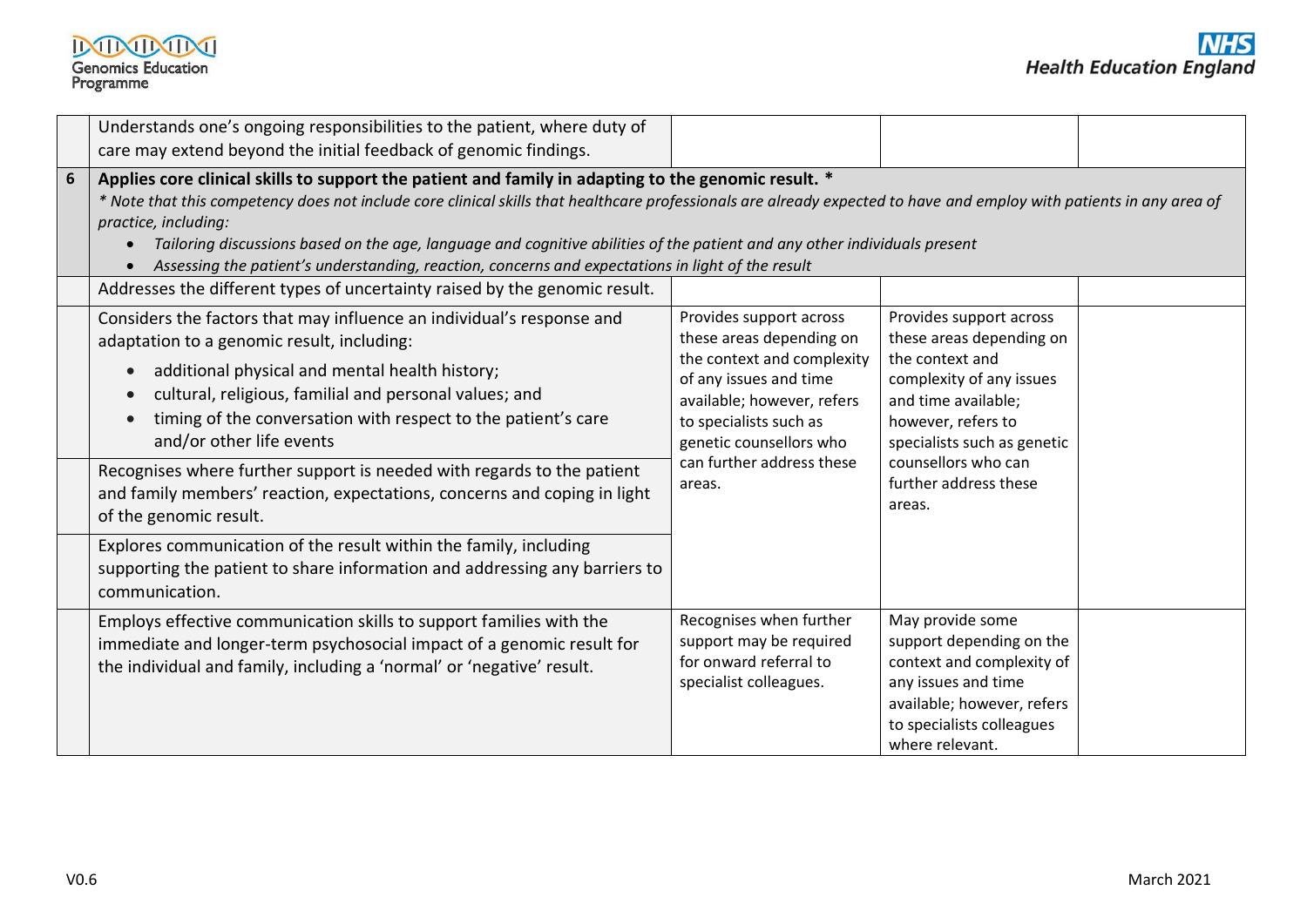| | | | | |
|---|---|---|---|---|
| | Understands one's ongoing responsibilities to the patient, where duty of care may extend beyond the initial feedback of genomic findings. | | | |
| 6 | **Applies core clinical skills to support the patient and family in adapting to the genomic result. *** <br> *\* Note that this competency does not include core clinical skills that healthcare professionals are already expected to have and employ with patients in any area of practice, including:* <br> • *Tailoring discussions based on the age, language and cognitive abilities of the patient and any other individuals present* <br> • *Assessing the patient's understanding, reaction, concerns and expectations in light of the result* | | | |
| | Addresses the different types of uncertainty raised by the genomic result. | | | |
| | Considers the factors that may influence an individual's response and adaptation to a genomic result, including: <br> • additional physical and mental health history; <br> • cultural, religious, familial and personal values; and <br> • timing of the conversation with respect to the patient's care and/or other life events | Provides support across these areas depending on the context and complexity of any issues and time available; however, refers to specialists such as genetic counsellors who can further address these areas. | Provides support across these areas depending on the context and complexity of any issues and time available; however, refers to specialists such as genetic counsellors who can further address these areas. | |
| | Recognises where further support is needed with regards to the patient and family members' reaction, expectations, concerns and coping in light of the genomic result. | | | |
| | Explores communication of the result within the family, including supporting the patient to share information and addressing any barriers to communication. | | | |
| | Employs effective communication skills to support families with the immediate and longer-term psychosocial impact of a genomic result for the individual and family, including a 'normal' or 'negative' result. | Recognises when further support may be required for onward referral to specialist colleagues. | May provide some support depending on the context and complexity of any issues and time available; however, refers to specialists colleagues where relevant. | |